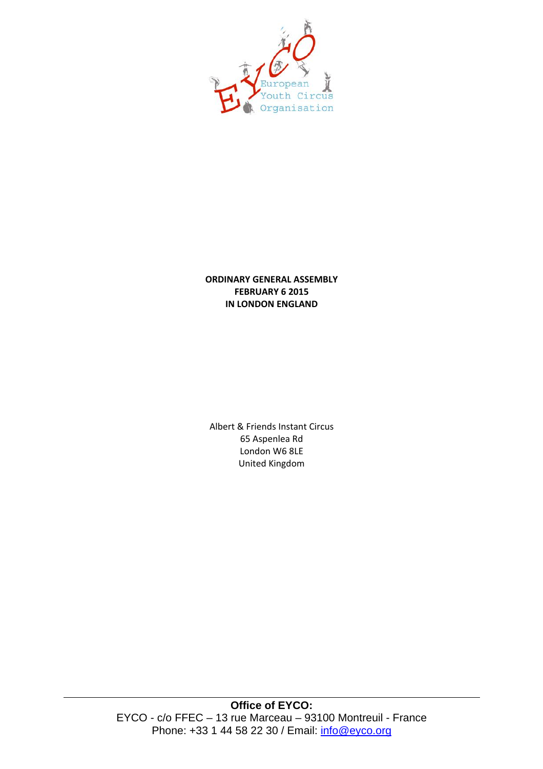European Youth Circus Organisation

**ORDINARY GENERAL ASSEMBLY**
**FEBRUARY 6 2015**
**IN LONDON ENGLAND**

Albert & Friends Instant Circus
65 Aspenlea Rd
London W6 8LE
United Kingdom

**Office of EYCO:**
EYCO - c/o FFEC – 13 rue Marceau – 93100 Montreuil - France
Phone: +33 1 44 58 22 30 / Email: info@eyco.org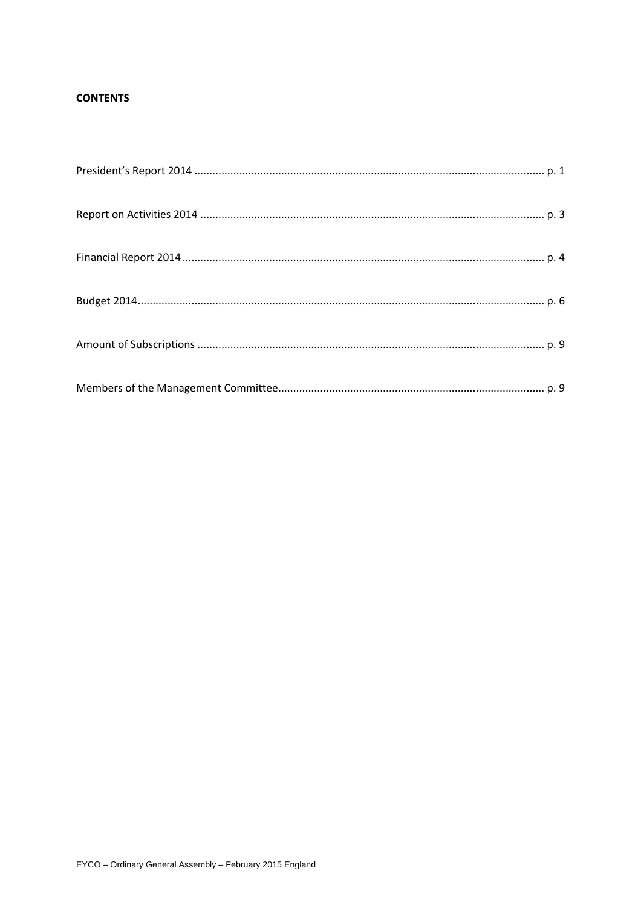**CONTENTS**

President's Report 2014 .................................................................................................................. p. 1

Report on Activities 2014 ................................................................................................................ p. 3

Financial Report 2014 ...................................................................................................................... p. 4

Budget 2014...................................................................................................................................... p. 6

Amount of Subscriptions ................................................................................................................. p. 9

Members of the Management Committee...................................................................................... p. 9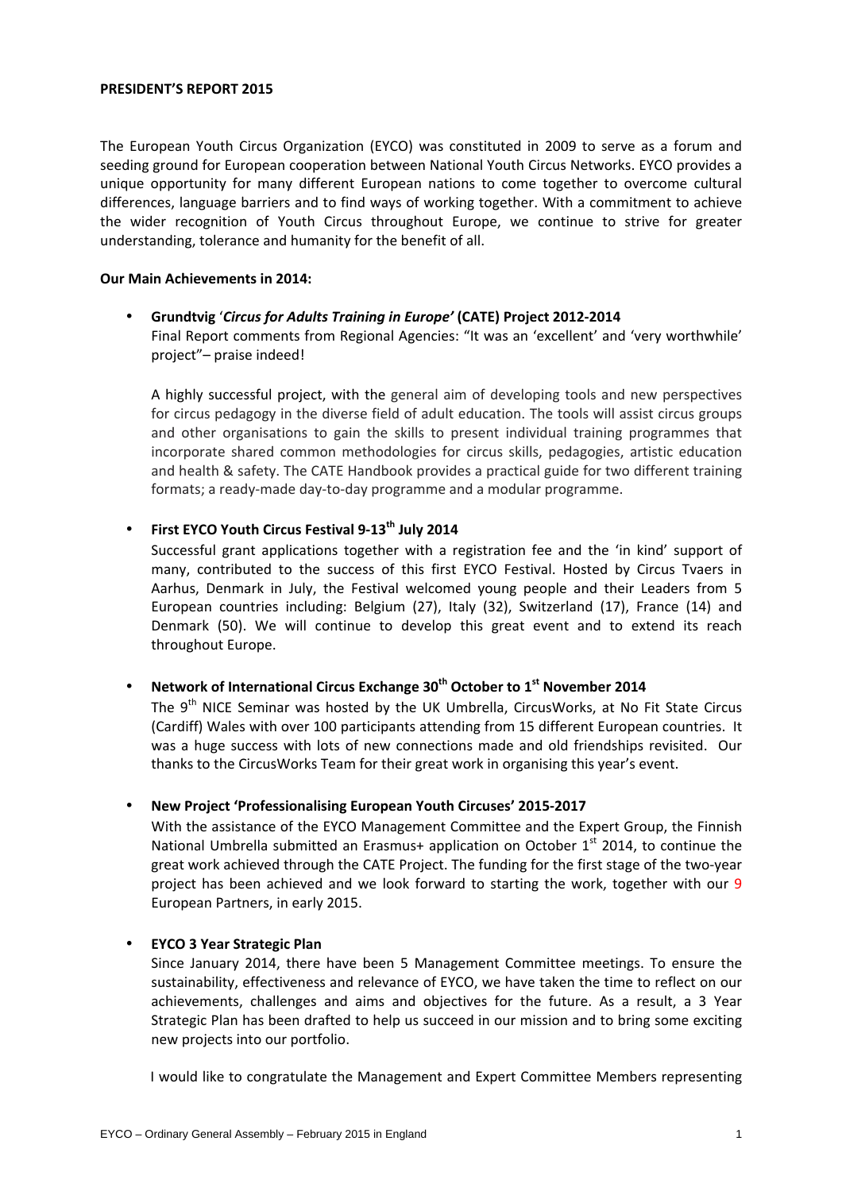**PRESIDENT'S REPORT 2015**

The European Youth Circus Organization (EYCO) was constituted in 2009 to serve as a forum and seeding ground for European cooperation between National Youth Circus Networks. EYCO provides a unique opportunity for many different European nations to come together to overcome cultural differences, language barriers and to find ways of working together. With a commitment to achieve the wider recognition of Youth Circus throughout Europe, we continue to strive for greater understanding, tolerance and humanity for the benefit of all.

**Our Main Achievements in 2014:**

- **Grundtvig '*Circus for Adults Training in Europe'* (CATE) Project 2012-2014**
  Final Report comments from Regional Agencies: "It was an 'excellent' and 'very worthwhile' project"– praise indeed!

  A highly successful project, with the general aim of developing tools and new perspectives for circus pedagogy in the diverse field of adult education. The tools will assist circus groups and other organisations to gain the skills to present individual training programmes that incorporate shared common methodologies for circus skills, pedagogies, artistic education and health & safety. The CATE Handbook provides a practical guide for two different training formats; a ready-made day-to-day programme and a modular programme.

- **First EYCO Youth Circus Festival 9-13th July 2014**
  Successful grant applications together with a registration fee and the 'in kind' support of many, contributed to the success of this first EYCO Festival. Hosted by Circus Tvaers in Aarhus, Denmark in July, the Festival welcomed young people and their Leaders from 5 European countries including: Belgium (27), Italy (32), Switzerland (17), France (14) and Denmark (50). We will continue to develop this great event and to extend its reach throughout Europe.

- **Network of International Circus Exchange 30th October to 1st November 2014**
  The 9th NICE Seminar was hosted by the UK Umbrella, CircusWorks, at No Fit State Circus (Cardiff) Wales with over 100 participants attending from 15 different European countries. It was a huge success with lots of new connections made and old friendships revisited. Our thanks to the CircusWorks Team for their great work in organising this year's event.

- **New Project 'Professionalising European Youth Circuses' 2015-2017**
  With the assistance of the EYCO Management Committee and the Expert Group, the Finnish National Umbrella submitted an Erasmus+ application on October 1st 2014, to continue the great work achieved through the CATE Project. The funding for the first stage of the two-year project has been achieved and we look forward to starting the work, together with our 9 European Partners, in early 2015.

- **EYCO 3 Year Strategic Plan**
  Since January 2014, there have been 5 Management Committee meetings. To ensure the sustainability, effectiveness and relevance of EYCO, we have taken the time to reflect on our achievements, challenges and aims and objectives for the future. As a result, a 3 Year Strategic Plan has been drafted to help us succeed in our mission and to bring some exciting new projects into our portfolio.

  I would like to congratulate the Management and Expert Committee Members representing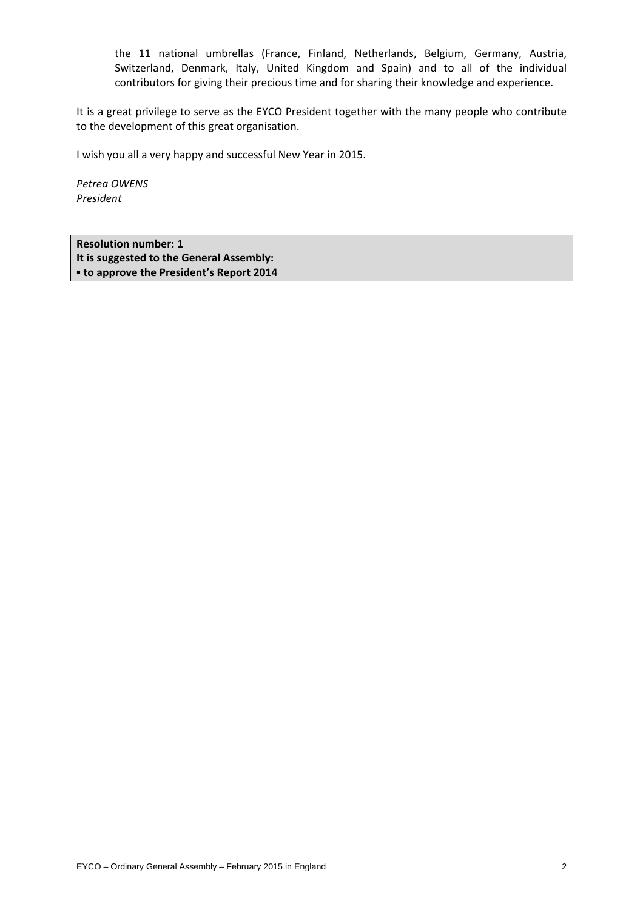the 11 national umbrellas (France, Finland, Netherlands, Belgium, Germany, Austria, Switzerland, Denmark, Italy, United Kingdom and Spain) and to all of the individual contributors for giving their precious time and for sharing their knowledge and experience.

It is a great privilege to serve as the EYCO President together with the many people who contribute to the development of this great organisation.

I wish you all a very happy and successful New Year in 2015.

*Petrea OWENS*
*President*

**Resolution number: 1**
**It is suggested to the General Assembly:**
**▪ to approve the President's Report 2014**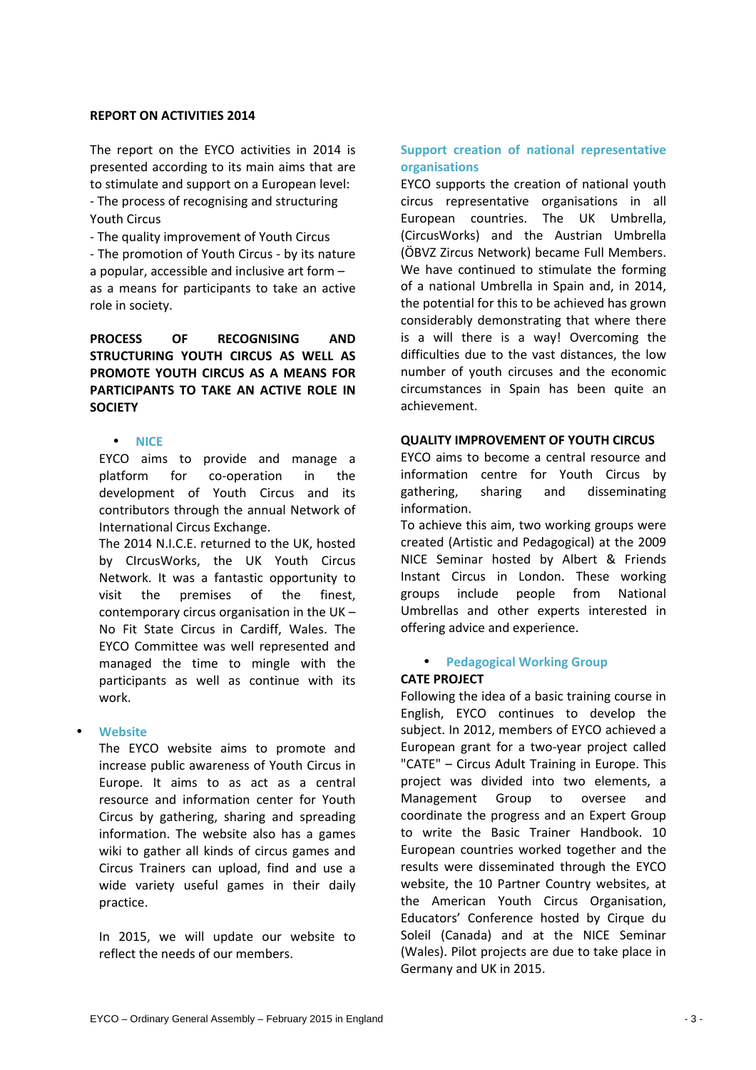**REPORT ON ACTIVITIES 2014**

The report on the EYCO activities in 2014 is presented according to its main aims that are to stimulate and support on a European level:
- The process of recognising and structuring Youth Circus
- The quality improvement of Youth Circus
- The promotion of Youth Circus - by its nature a popular, accessible and inclusive art form – as a means for participants to take an active role in society.

**PROCESS OF RECOGNISING AND STRUCTURING YOUTH CIRCUS AS WELL AS PROMOTE YOUTH CIRCUS AS A MEANS FOR PARTICIPANTS TO TAKE AN ACTIVE ROLE IN SOCIETY**

- **NICE**

  EYCO aims to provide and manage a platform for co-operation in the development of Youth Circus and its contributors through the annual Network of International Circus Exchange.

  The 2014 N.I.C.E. returned to the UK, hosted by CIrcusWorks, the UK Youth Circus Network. It was a fantastic opportunity to visit the premises of the finest, contemporary circus organisation in the UK – No Fit State Circus in Cardiff, Wales. The EYCO Committee was well represented and managed the time to mingle with the participants as well as continue with its work.

- **Website**

  The EYCO website aims to promote and increase public awareness of Youth Circus in Europe. It aims to as act as a central resource and information center for Youth Circus by gathering, sharing and spreading information. The website also has a games wiki to gather all kinds of circus games and Circus Trainers can upload, find and use a wide variety useful games in their daily practice.

  In 2015, we will update our website to reflect the needs of our members.

**Support creation of national representative organisations**

EYCO supports the creation of national youth circus representative organisations in all European countries. The UK Umbrella, (CircusWorks) and the Austrian Umbrella (ÖBVZ Zircus Network) became Full Members. We have continued to stimulate the forming of a national Umbrella in Spain and, in 2014, the potential for this to be achieved has grown considerably demonstrating that where there is a will there is a way! Overcoming the difficulties due to the vast distances, the low number of youth circuses and the economic circumstances in Spain has been quite an achievement.

**QUALITY IMPROVEMENT OF YOUTH CIRCUS**

EYCO aims to become a central resource and information centre for Youth Circus by gathering, sharing and disseminating information.

To achieve this aim, two working groups were created (Artistic and Pedagogical) at the 2009 NICE Seminar hosted by Albert & Friends Instant Circus in London. These working groups include people from National Umbrellas and other experts interested in offering advice and experience.

- **Pedagogical Working Group**

**CATE PROJECT**

Following the idea of a basic training course in English, EYCO continues to develop the subject. In 2012, members of EYCO achieved a European grant for a two-year project called "CATE" – Circus Adult Training in Europe. This project was divided into two elements, a Management Group to oversee and coordinate the progress and an Expert Group to write the Basic Trainer Handbook. 10 European countries worked together and the results were disseminated through the EYCO website, the 10 Partner Country websites, at the American Youth Circus Organisation, Educators' Conference hosted by Cirque du Soleil (Canada) and at the NICE Seminar (Wales). Pilot projects are due to take place in Germany and UK in 2015.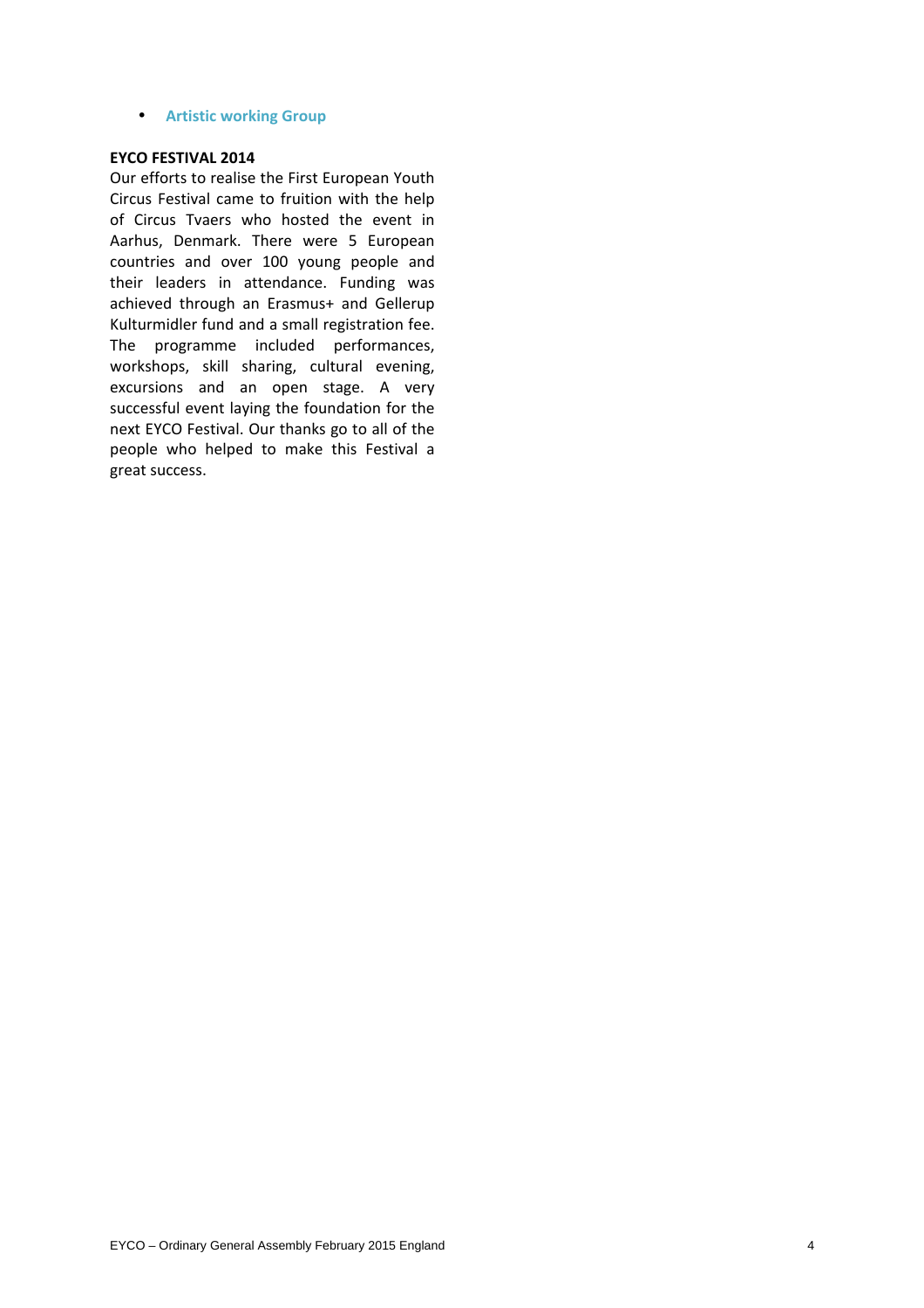- **Artistic working Group**

**EYCO FESTIVAL 2014**

Our efforts to realise the First European Youth Circus Festival came to fruition with the help of Circus Tvaers who hosted the event in Aarhus, Denmark. There were 5 European countries and over 100 young people and their leaders in attendance. Funding was achieved through an Erasmus+ and Gellerup Kulturmidler fund and a small registration fee. The programme included performances, workshops, skill sharing, cultural evening, excursions and an open stage. A very successful event laying the foundation for the next EYCO Festival. Our thanks go to all of the people who helped to make this Festival a great success.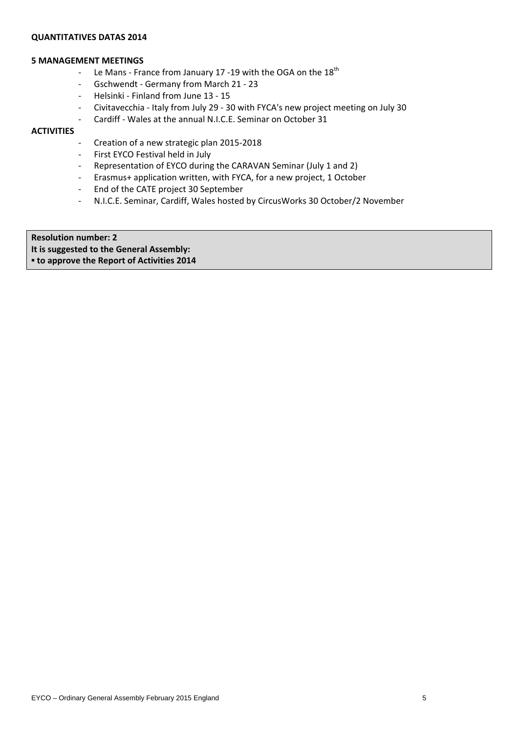**QUANTITATIVES DATAS 2014**

**5 MANAGEMENT MEETINGS**

- Le Mans - France from January 17 -19 with the OGA on the $18^{th}$
- Gschwendt - Germany from March 21 - 23
- Helsinki - Finland from June 13 - 15
- Civitavecchia - Italy from July 29 - 30 with FYCA's new project meeting on July 30
- Cardiff - Wales at the annual N.I.C.E. Seminar on October 31

**ACTIVITIES**

- Creation of a new strategic plan 2015-2018
- First EYCO Festival held in July
- Representation of EYCO during the CARAVAN Seminar (July 1 and 2)
- Erasmus+ application written, with FYCA, for a new project, 1 October
- End of the CATE project 30 September
- N.I.C.E. Seminar, Cardiff, Wales hosted by CircusWorks 30 October/2 November

**Resolution number: 2**
**It is suggested to the General Assembly:**
**▪ to approve the Report of Activities 2014**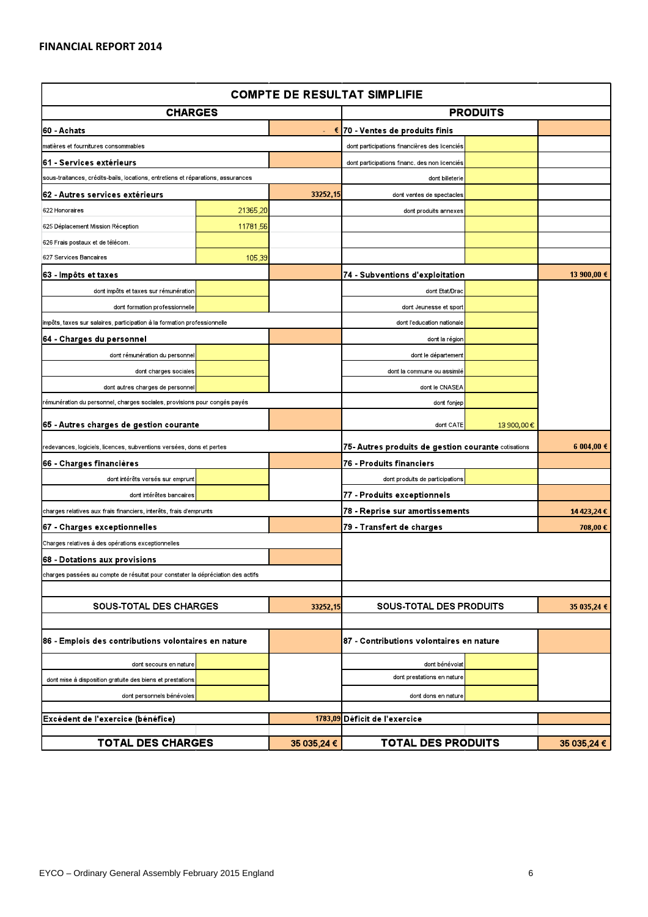## FINANCIAL REPORT 2014

| COMPTE DE RESULTAT SIMPLIFIE | | | | | |
|---|---|---|---|---|---|
| **CHARGES** | | | **PRODUITS** | | |
| **60 - Achats** | | - € | **70 - Ventes de produits finis** | | |
| matières et fournitures consommables | | | dont participations financières des licenciés | | |
| **61 - Services extérieurs** | | | dont participations financ. des non licenciés | | |
| sous-traitances, crédits-bails, locations, entretiens et réparations, assurances | | | dont billeterie | | |
| **62 - Autres services extérieurs** | | 33252,15 | dont ventes de spectacles | | |
| 622 Honoraires | 21365,20 | | dont produits annexes | | |
| 625 Déplacement Mission Réception | 11781,56 | | | | |
| 626 Frais postaux et de télécom. | | | | | |
| 627 Services Bancaires | 105,39 | | | | |
| **63 - Impôts et taxes** | | | **74 - Subventions d'exploitation** | | 13 900,00 € |
| dont impôts et taxes sur rémunération | | | dont Etat/Drac | | |
| dont formation professionnelle | | | dont Jeunesse et sport | | |
| impôts, taxes sur salaires, participation à la formation professionnelle | | | dont l'education nationale | | |
| **64 - Charges du personnel** | | | dont la région | | |
| dont rémunération du personnel | | | dont le département | | |
| dont charges sociales | | | dont la commune ou assimilé | | |
| dont autres charges de personnel | | | dont le CNASEA | | |
| rémunération du personnel, charges sociales, provisions pour congés payés | | | dont fonjep | | |
| **65 - Autres charges de gestion courante** | | | dont CATE | 13 900,00 € | |
| redevances, logiciels, licences, subventions versées, dons et pertes | | | **75- Autres produits de gestion courante** cotisations | | 6 004,00 € |
| **66 - Charges financières** | | | **76 - Produits financiers** | | |
| dont intérêts versés sur emprunt | | | dont produits de participations | | |
| dont intérêtes bancaires | | | **77 - Produits exceptionnels** | | |
| charges relatives aux frais financiers, interêts, frais d'emprunts | | | **78 - Reprise sur amortissements** | | 14 423,24 € |
| **67 - Charges exceptionnelles** | | | **79 - Transfert de charges** | | 708,00 € |
| Charges relatives à des opérations exceptionnelles | | | | | |
| **68 - Dotations aux provisions** | | | | | |
| charges passées au compte de résultat pour constater la dépréciation des actifs | | | | | |
| **SOUS-TOTAL DES CHARGES** | | 33252,15 | **SOUS-TOTAL DES PRODUITS** | | 35 035,24 € |
| **86 - Emplois des contributions volontaires en nature** | | | **87 - Contributions volontaires en nature** | | |
| dont secours en nature | | | dont bénévolat | | |
| dont mise à disposition gratuite des biens et prestations | | | dont prestations en nature | | |
| dont personnels bénévoles | | | dont dons en nature | | |
| **Excédent de l'exercice (bénéfice)** | | 1783,09 | **Déficit de l'exercice** | | |
| **TOTAL DES CHARGES** | | 35 035,24 € | **TOTAL DES PRODUITS** | | 35 035,24 € |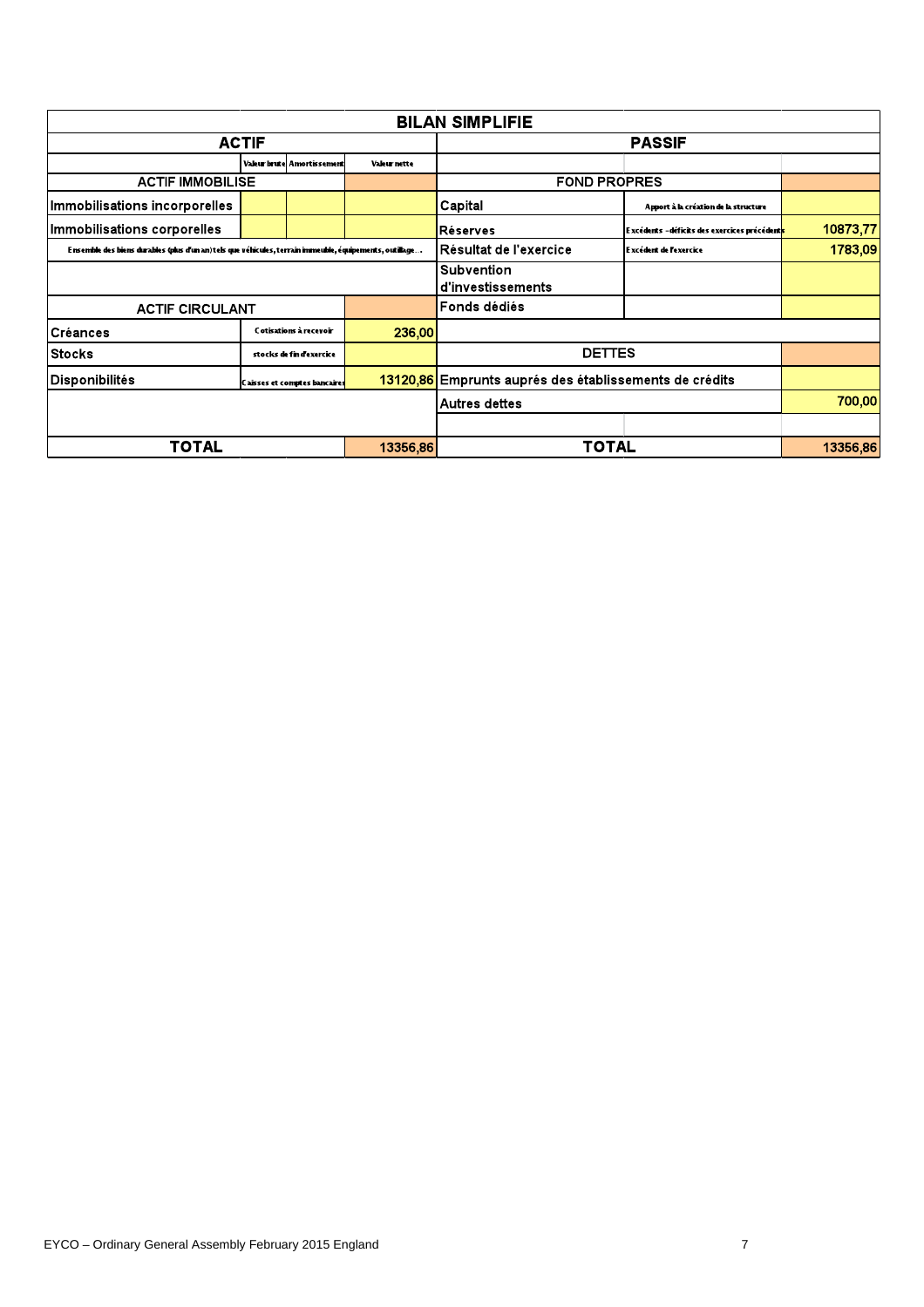| BILAN SIMPLIFIE | | | | | | |
|---|---|---|---|---|---|---|
| **ACTIF** | | | | **PASSIF** | | |
| | Valeur brute | Amortissement | Valeur nette | | | |
| ACTIF IMMOBILISE | | | | FOND PROPRES | | |
| Immobilisations incorporelles | | | | Capital | Apport à la création de la structure | |
| Immobilisations corporelles | | | | Réserves | Excédents - déficits des exercices précédents | 10873,77 |
| Ensemble des biens durables (plus d'un an) tels que véhicules, terrain immeuble, équipements, outillage… | | | | Résultat de l'exercice | Excédent de l'exercice | 1783,09 |
| | | | | Subvention d'investissements | | |
| ACTIF CIRCULANT | | | | Fonds dédiés | | |
| Créances | Cotisations à recevoir | | 236,00 | | | |
| Stocks | stocks de fin d'exercice | | | DETTES | | |
| Disponibilités | Caisses et comptes bancaires | | 13120,86 | Emprunts auprés des établissements de crédits | | |
| | | | | Autres dettes | | 700,00 |
| | | | | | | |
| **TOTAL** | | | 13356,86 | **TOTAL** | | 13356,86 |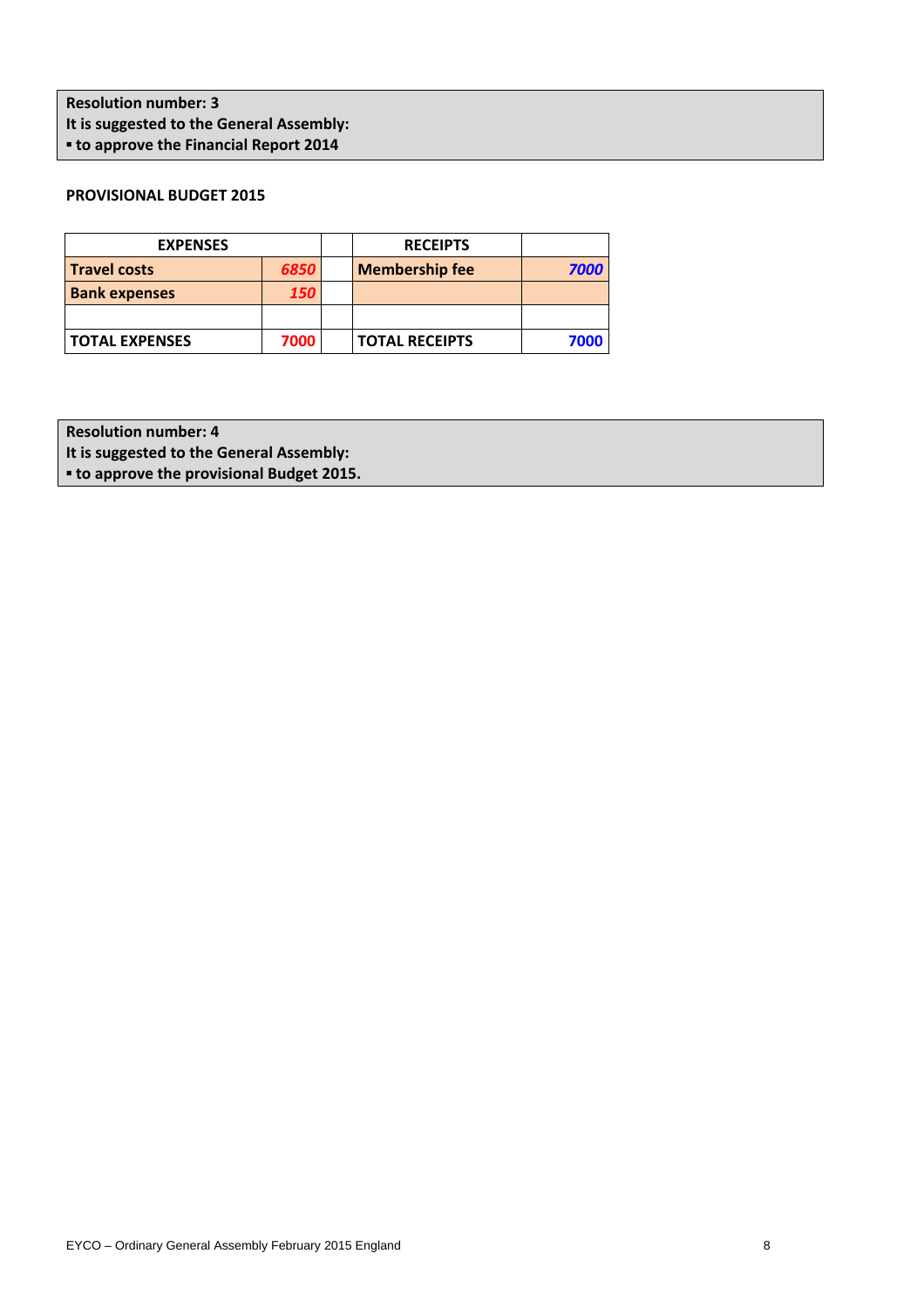**Resolution number: 3**
**It is suggested to the General Assembly:**
**▪ to approve the Financial Report 2014**

**PROVISIONAL BUDGET 2015**

| EXPENSES | | | RECEIPTS | |
|---|---|---|---|---|
| **Travel costs** | ***6850*** | | **Membership fee** | ***7000*** |
| **Bank expenses** | ***150*** | | | |
| | | | | |
| **TOTAL EXPENSES** | **7000** | | **TOTAL RECEIPTS** | **7000** |

**Resolution number: 4**
**It is suggested to the General Assembly:**
**▪ to approve the provisional Budget 2015.**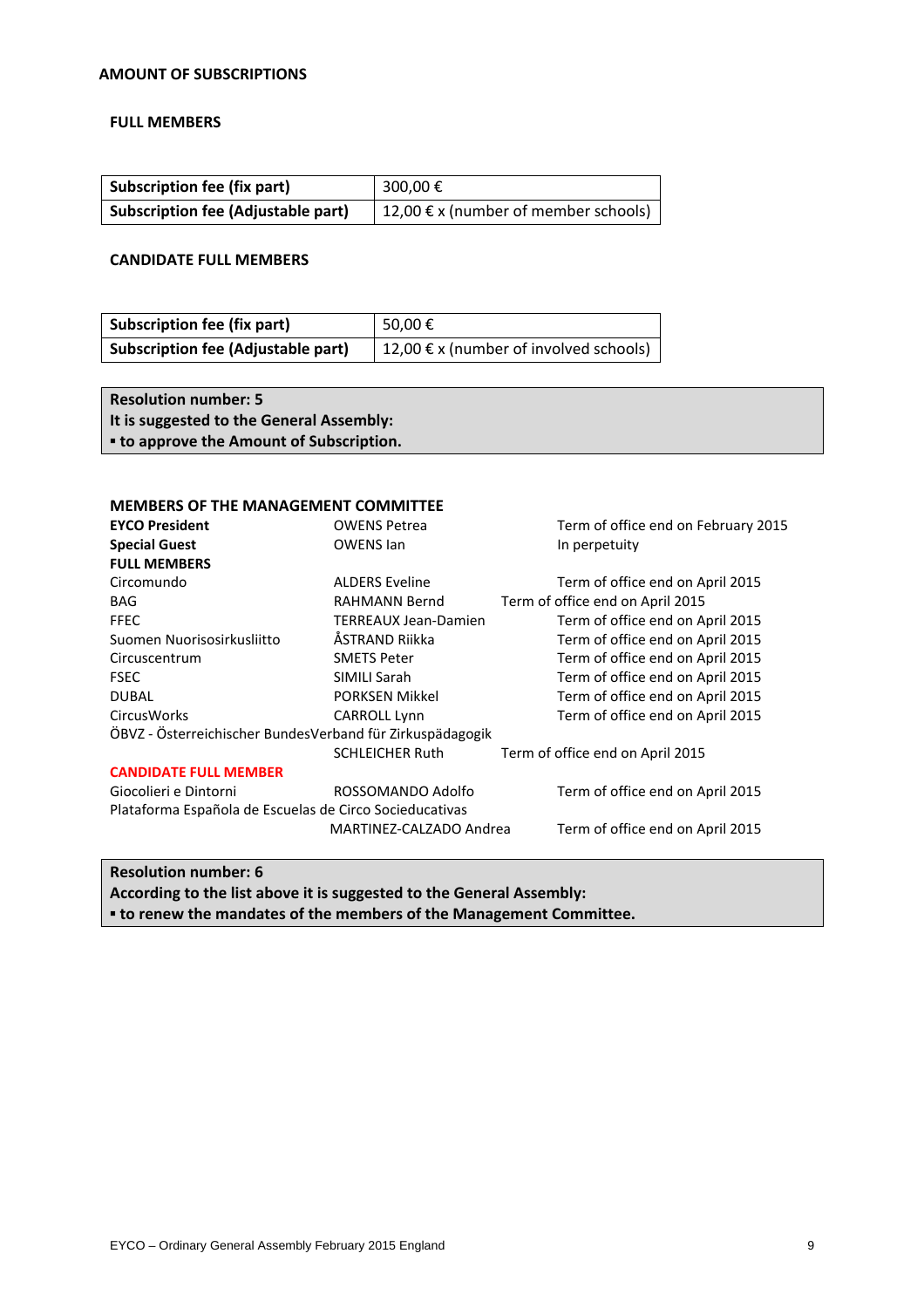**AMOUNT OF SUBSCRIPTIONS**

**FULL MEMBERS**

| | |
|---|---|
| **Subscription fee (fix part)** | 300,00 € |
| **Subscription fee (Adjustable part)** | 12,00 € x (number of member schools) |

**CANDIDATE FULL MEMBERS**

| | |
|---|---|
| **Subscription fee (fix part)** | 50,00 € |
| **Subscription fee (Adjustable part)** | 12,00 € x (number of involved schools) |

**Resolution number: 5**
**It is suggested to the General Assembly:**
**▪ to approve the Amount of Subscription.**

**MEMBERS OF THE MANAGEMENT COMMITTEE**

| | | |
|---|---|---|
| **EYCO President** | OWENS Petrea | Term of office end on February 2015 |
| **Special Guest** | OWENS Ian | In perpetuity |
| **FULL MEMBERS** | | |
| Circomundo | ALDERS Eveline | Term of office end on April 2015 |
| BAG | RAHMANN Bernd | Term of office end on April 2015 |
| FFEC | TERREAUX Jean-Damien | Term of office end on April 2015 |
| Suomen Nuorisosirkusliitto | ÅSTRAND Riikka | Term of office end on April 2015 |
| Circuscentrum | SMETS Peter | Term of office end on April 2015 |
| FSEC | SIMILI Sarah | Term of office end on April 2015 |
| DUBAL | PORKSEN Mikkel | Term of office end on April 2015 |
| CircusWorks | CARROLL Lynn | Term of office end on April 2015 |
| ÖBVZ - Österreichischer BundesVerband für Zirkuspädagogik | SCHLEICHER Ruth | Term of office end on April 2015 |
| **CANDIDATE FULL MEMBER** | | |
| Giocolieri e Dintorni | ROSSOMANDO Adolfo | Term of office end on April 2015 |
| Plataforma Española de Escuelas de Circo Socieducativas | MARTINEZ-CALZADO Andrea | Term of office end on April 2015 |

**Resolution number: 6**
**According to the list above it is suggested to the General Assembly:**
**▪ to renew the mandates of the members of the Management Committee.**